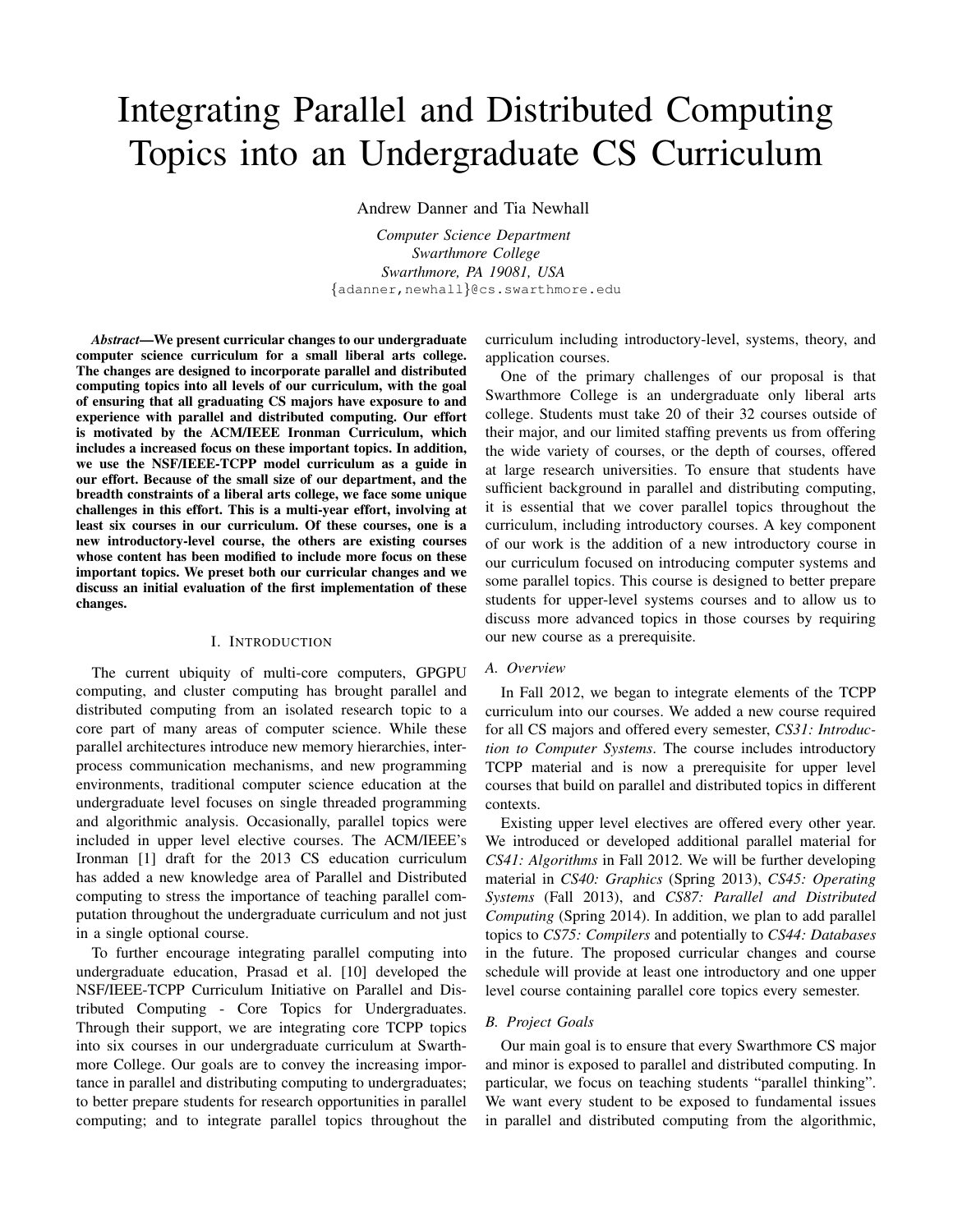# Integrating Parallel and Distributed Computing Topics into an Undergraduate CS Curriculum

Andrew Danner and Tia Newhall

*Computer Science Department*
*Swarthmore College*
*Swarthmore, PA 19081, USA*
{adanner,newhall}@cs.swarthmore.edu

***Abstract*—We present curricular changes to our undergraduate computer science curriculum for a small liberal arts college. The changes are designed to incorporate parallel and distributed computing topics into all levels of our curriculum, with the goal of ensuring that all graduating CS majors have exposure to and experience with parallel and distributed computing. Our effort is motivated by the ACM/IEEE Ironman Curriculum, which includes a increased focus on these important topics. In addition, we use the NSF/IEEE-TCPP model curriculum as a guide in our effort. Because of the small size of our department, and the breadth constraints of a liberal arts college, we face some unique challenges in this effort. This is a multi-year effort, involving at least six courses in our curriculum. Of these courses, one is a new introductory-level course, the others are existing courses whose content has been modified to include more focus on these important topics. We preset both our curricular changes and we discuss an initial evaluation of the first implementation of these changes.**

## I. Introduction

The current ubiquity of multi-core computers, GPGPU computing, and cluster computing has brought parallel and distributed computing from an isolated research topic to a core part of many areas of computer science. While these parallel architectures introduce new memory hierarchies, inter-process communication mechanisms, and new programming environments, traditional computer science education at the undergraduate level focuses on single threaded programming and algorithmic analysis. Occasionally, parallel topics were included in upper level elective courses. The ACM/IEEE's Ironman [1] draft for the 2013 CS education curriculum has added a new knowledge area of Parallel and Distributed computing to stress the importance of teaching parallel computation throughout the undergraduate curriculum and not just in a single optional course.

To further encourage integrating parallel computing into undergraduate education, Prasad et al. [10] developed the NSF/IEEE-TCPP Curriculum Initiative on Parallel and Distributed Computing - Core Topics for Undergraduates. Through their support, we are integrating core TCPP topics into six courses in our undergraduate curriculum at Swarthmore College. Our goals are to convey the increasing importance in parallel and distributing computing to undergraduates; to better prepare students for research opportunities in parallel computing; and to integrate parallel topics throughout the curriculum including introductory-level, systems, theory, and application courses.

One of the primary challenges of our proposal is that Swarthmore College is an undergraduate only liberal arts college. Students must take 20 of their 32 courses outside of their major, and our limited staffing prevents us from offering the wide variety of courses, or the depth of courses, offered at large research universities. To ensure that students have sufficient background in parallel and distributing computing, it is essential that we cover parallel topics throughout the curriculum, including introductory courses. A key component of our work is the addition of a new introductory course in our curriculum focused on introducing computer systems and some parallel topics. This course is designed to better prepare students for upper-level systems courses and to allow us to discuss more advanced topics in those courses by requiring our new course as a prerequisite.

### A. Overview

In Fall 2012, we began to integrate elements of the TCPP curriculum into our courses. We added a new course required for all CS majors and offered every semester, *CS31: Introduction to Computer Systems*. The course includes introductory TCPP material and is now a prerequisite for upper level courses that build on parallel and distributed topics in different contexts.

Existing upper level electives are offered every other year. We introduced or developed additional parallel material for *CS41: Algorithms* in Fall 2012. We will be further developing material in *CS40: Graphics* (Spring 2013), *CS45: Operating Systems* (Fall 2013), and *CS87: Parallel and Distributed Computing* (Spring 2014). In addition, we plan to add parallel topics to *CS75: Compilers* and potentially to *CS44: Databases* in the future. The proposed curricular changes and course schedule will provide at least one introductory and one upper level course containing parallel core topics every semester.

### B. Project Goals

Our main goal is to ensure that every Swarthmore CS major and minor is exposed to parallel and distributed computing. In particular, we focus on teaching students "parallel thinking". We want every student to be exposed to fundamental issues in parallel and distributed computing from the algorithmic,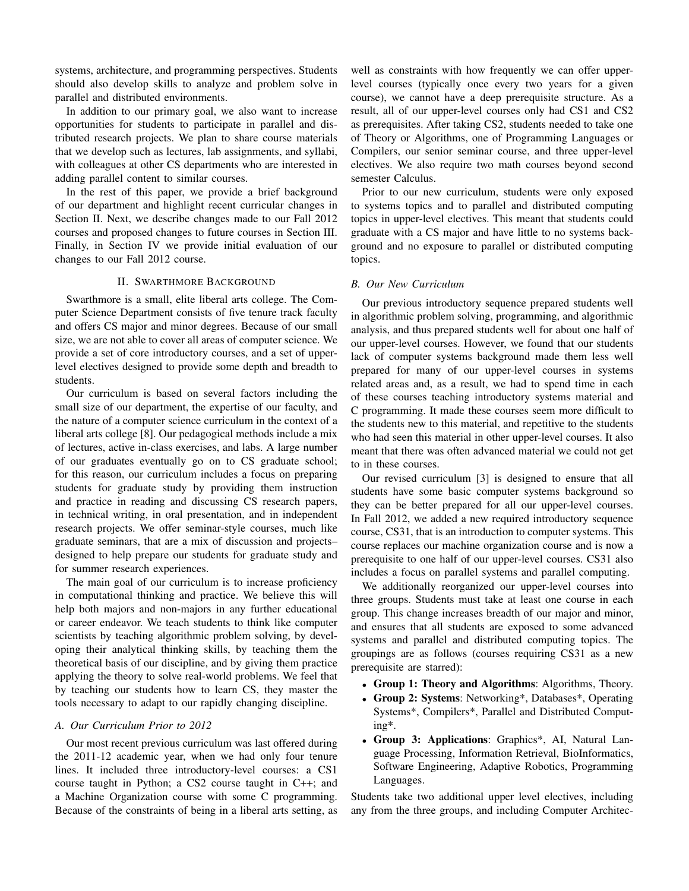systems, architecture, and programming perspectives. Students should also develop skills to analyze and problem solve in parallel and distributed environments.

In addition to our primary goal, we also want to increase opportunities for students to participate in parallel and distributed research projects. We plan to share course materials that we develop such as lectures, lab assignments, and syllabi, with colleagues at other CS departments who are interested in adding parallel content to similar courses.

In the rest of this paper, we provide a brief background of our department and highlight recent curricular changes in Section II. Next, we describe changes made to our Fall 2012 courses and proposed changes to future courses in Section III. Finally, in Section IV we provide initial evaluation of our changes to our Fall 2012 course.

## II. Swarthmore Background

Swarthmore is a small, elite liberal arts college. The Computer Science Department consists of five tenure track faculty and offers CS major and minor degrees. Because of our small size, we are not able to cover all areas of computer science. We provide a set of core introductory courses, and a set of upper-level electives designed to provide some depth and breadth to students.

Our curriculum is based on several factors including the small size of our department, the expertise of our faculty, and the nature of a computer science curriculum in the context of a liberal arts college [8]. Our pedagogical methods include a mix of lectures, active in-class exercises, and labs. A large number of our graduates eventually go on to CS graduate school; for this reason, our curriculum includes a focus on preparing students for graduate study by providing them instruction and practice in reading and discussing CS research papers, in technical writing, in oral presentation, and in independent research projects. We offer seminar-style courses, much like graduate seminars, that are a mix of discussion and projects–designed to help prepare our students for graduate study and for summer research experiences.

The main goal of our curriculum is to increase proficiency in computational thinking and practice. We believe this will help both majors and non-majors in any further educational or career endeavor. We teach students to think like computer scientists by teaching algorithmic problem solving, by developing their analytical thinking skills, by teaching them the theoretical basis of our discipline, and by giving them practice applying the theory to solve real-world problems. We feel that by teaching our students how to learn CS, they master the tools necessary to adapt to our rapidly changing discipline.

### A. Our Curriculum Prior to 2012

Our most recent previous curriculum was last offered during the 2011-12 academic year, when we had only four tenure lines. It included three introductory-level courses: a CS1 course taught in Python; a CS2 course taught in C++; and a Machine Organization course with some C programming. Because of the constraints of being in a liberal arts setting, as well as constraints with how frequently we can offer upper-level courses (typically once every two years for a given course), we cannot have a deep prerequisite structure. As a result, all of our upper-level courses only had CS1 and CS2 as prerequisites. After taking CS2, students needed to take one of Theory or Algorithms, one of Programming Languages or Compilers, our senior seminar course, and three upper-level electives. We also require two math courses beyond second semester Calculus.

Prior to our new curriculum, students were only exposed to systems topics and to parallel and distributed computing topics in upper-level electives. This meant that students could graduate with a CS major and have little to no systems background and no exposure to parallel or distributed computing topics.

### B. Our New Curriculum

Our previous introductory sequence prepared students well in algorithmic problem solving, programming, and algorithmic analysis, and thus prepared students well for about one half of our upper-level courses. However, we found that our students lack of computer systems background made them less well prepared for many of our upper-level courses in systems related areas and, as a result, we had to spend time in each of these courses teaching introductory systems material and C programming. It made these courses seem more difficult to the students new to this material, and repetitive to the students who had seen this material in other upper-level courses. It also meant that there was often advanced material we could not get to in these courses.

Our revised curriculum [3] is designed to ensure that all students have some basic computer systems background so they can be better prepared for all our upper-level courses. In Fall 2012, we added a new required introductory sequence course, CS31, that is an introduction to computer systems. This course replaces our machine organization course and is now a prerequisite to one half of our upper-level courses. CS31 also includes a focus on parallel systems and parallel computing.

We additionally reorganized our upper-level courses into three groups. Students must take at least one course in each group. This change increases breadth of our major and minor, and ensures that all students are exposed to some advanced systems and parallel and distributed computing topics. The groupings are as follows (courses requiring CS31 as a new prerequisite are starred):

- **Group 1: Theory and Algorithms**: Algorithms, Theory.
- **Group 2: Systems**: Networking*, Databases*, Operating Systems*, Compilers*, Parallel and Distributed Computing*.
- **Group 3: Applications**: Graphics*, AI, Natural Language Processing, Information Retrieval, BioInformatics, Software Engineering, Adaptive Robotics, Programming Languages.

Students take two additional upper level electives, including any from the three groups, and including Computer Architec-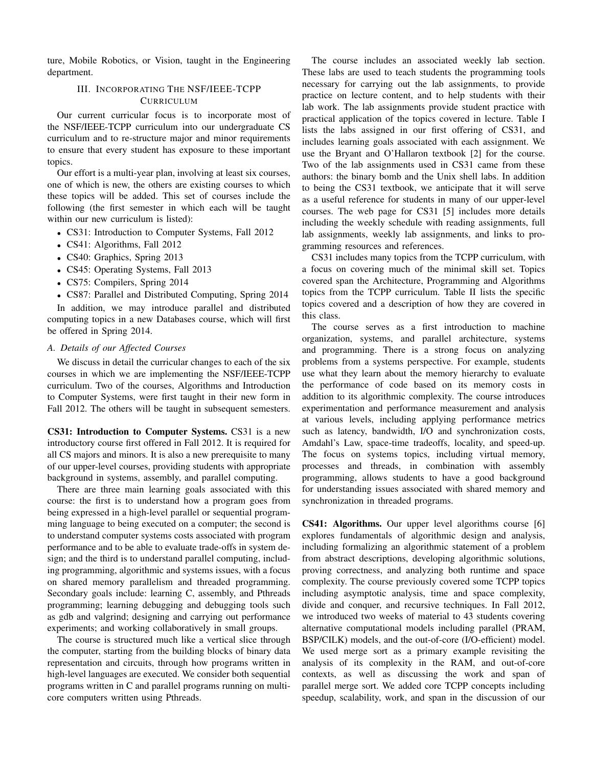ture, Mobile Robotics, or Vision, taught in the Engineering department.

## III. Incorporating The NSF/IEEE-TCPP Curriculum

Our current curricular focus is to incorporate most of the NSF/IEEE-TCPP curriculum into our undergraduate CS curriculum and to re-structure major and minor requirements to ensure that every student has exposure to these important topics.

Our effort is a multi-year plan, involving at least six courses, one of which is new, the others are existing courses to which these topics will be added. This set of courses include the following (the first semester in which each will be taught within our new curriculum is listed):

- CS31: Introduction to Computer Systems, Fall 2012
- CS41: Algorithms, Fall 2012
- CS40: Graphics, Spring 2013
- CS45: Operating Systems, Fall 2013
- CS75: Compilers, Spring 2014
- CS87: Parallel and Distributed Computing, Spring 2014

In addition, we may introduce parallel and distributed computing topics in a new Databases course, which will first be offered in Spring 2014.

### *A. Details of our Affected Courses*

We discuss in detail the curricular changes to each of the six courses in which we are implementing the NSF/IEEE-TCPP curriculum. Two of the courses, Algorithms and Introduction to Computer Systems, were first taught in their new form in Fall 2012. The others will be taught in subsequent semesters.

**CS31: Introduction to Computer Systems.** CS31 is a new introductory course first offered in Fall 2012. It is required for all CS majors and minors. It is also a new prerequisite to many of our upper-level courses, providing students with appropriate background in systems, assembly, and parallel computing.

There are three main learning goals associated with this course: the first is to understand how a program goes from being expressed in a high-level parallel or sequential programming language to being executed on a computer; the second is to understand computer systems costs associated with program performance and to be able to evaluate trade-offs in system design; and the third is to understand parallel computing, including programming, algorithmic and systems issues, with a focus on shared memory parallelism and threaded programming. Secondary goals include: learning C, assembly, and Pthreads programming; learning debugging and debugging tools such as gdb and valgrind; designing and carrying out performance experiments; and working collaboratively in small groups.

The course is structured much like a vertical slice through the computer, starting from the building blocks of binary data representation and circuits, through how programs written in high-level languages are executed. We consider both sequential programs written in C and parallel programs running on multi-core computers written using Pthreads.

The course includes an associated weekly lab section. These labs are used to teach students the programming tools necessary for carrying out the lab assignments, to provide practice on lecture content, and to help students with their lab work. The lab assignments provide student practice with practical application of the topics covered in lecture. Table I lists the labs assigned in our first offering of CS31, and includes learning goals associated with each assignment. We use the Bryant and O'Hallaron textbook [2] for the course. Two of the lab assignments used in CS31 came from these authors: the binary bomb and the Unix shell labs. In addition to being the CS31 textbook, we anticipate that it will serve as a useful reference for students in many of our upper-level courses. The web page for CS31 [5] includes more details including the weekly schedule with reading assignments, full lab assignments, weekly lab assignments, and links to programming resources and references.

CS31 includes many topics from the TCPP curriculum, with a focus on covering much of the minimal skill set. Topics covered span the Architecture, Programming and Algorithms topics from the TCPP curriculum. Table II lists the specific topics covered and a description of how they are covered in this class.

The course serves as a first introduction to machine organization, systems, and parallel architecture, systems and programming. There is a strong focus on analyzing problems from a systems perspective. For example, students use what they learn about the memory hierarchy to evaluate the performance of code based on its memory costs in addition to its algorithmic complexity. The course introduces experimentation and performance measurement and analysis at various levels, including applying performance metrics such as latency, bandwidth, I/O and synchronization costs, Amdahl's Law, space-time tradeoffs, locality, and speed-up. The focus on systems topics, including virtual memory, processes and threads, in combination with assembly programming, allows students to have a good background for understanding issues associated with shared memory and synchronization in threaded programs.

**CS41: Algorithms.** Our upper level algorithms course [6] explores fundamentals of algorithmic design and analysis, including formalizing an algorithmic statement of a problem from abstract descriptions, developing algorithmic solutions, proving correctness, and analyzing both runtime and space complexity. The course previously covered some TCPP topics including asymptotic analysis, time and space complexity, divide and conquer, and recursive techniques. In Fall 2012, we introduced two weeks of material to 43 students covering alternative computational models including parallel (PRAM, BSP/CILK) models, and the out-of-core (I/O-efficient) model. We used merge sort as a primary example revisiting the analysis of its complexity in the RAM, and out-of-core contexts, as well as discussing the work and span of parallel merge sort. We added core TCPP concepts including speedup, scalability, work, and span in the discussion of our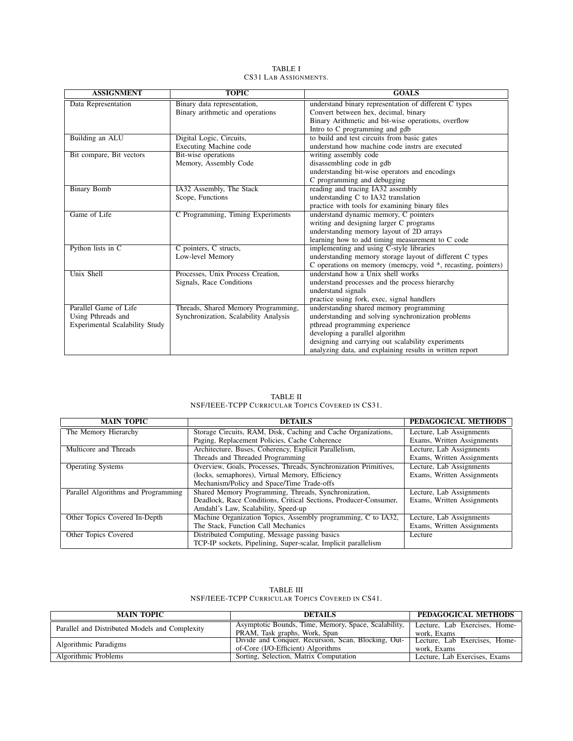TABLE I
CS31 LAB ASSIGNMENTS.

| ASSIGNMENT | TOPIC | GOALS |
|---|---|---|
| Data Representation | Binary data representation,<br>Binary arithmetic and operations | understand binary representation of different C types<br>Convert between hex, decimal, binary<br>Binary Arithmetic and bit-wise operations, overflow<br>Intro to C programming and gdb |
| Building an ALU | Digital Logic, Circuits,<br>Executing Machine code | to build and test circuits from basic gates<br>understand how machine code instrs are executed |
| Bit compare, Bit vectors | Bit-wise operations<br>Memory, Assembly Code | writing assembly code<br>disassembling code in gdb<br>understanding bit-wise operators and encodings<br>C programming and debugging |
| Binary Bomb | IA32 Assembly, The Stack<br>Scope, Functions | reading and tracing IA32 assembly<br>understanding C to IA32 translation<br>practice with tools for examining binary files |
| Game of Life | C Programming, Timing Experiments | understand dynamic memory, C pointers<br>writing and designing larger C programs<br>understanding memory layout of 2D arrays<br>learning how to add timing measurement to C code |
| Python lists in C | C pointers, C structs,<br>Low-level Memory | implementing and using C-style libraries<br>understanding memory storage layout of different C types<br>C operations on memory (memcpy, void *, recasting, pointers) |
| Unix Shell | Processes, Unix Process Creation,<br>Signals, Race Conditions | understand how a Unix shell works<br>understand processes and the process hierarchy<br>understand signals<br>practice using fork, exec, signal handlers |
| Parallel Game of Life<br>Using Pthreads and<br>Experimental Scalability Study | Threads, Shared Memory Programming,<br>Synchronization, Scalability Analysis | understanding shared memory programming<br>understanding and solving synchronization problems<br>pthread programming experience<br>developing a parallel algorithm<br>designing and carrying out scalability experiments<br>analyzing data, and explaining results in written report |

TABLE II
NSF/IEEE-TCPP CURRICULAR TOPICS COVERED IN CS31.

| MAIN TOPIC | DETAILS | PEDAGOGICAL METHODS |
|---|---|---|
| The Memory Hierarchy | Storage Circuits, RAM, Disk, Caching and Cache Organizations,<br>Paging, Replacement Policies, Cache Coherence | Lecture, Lab Assignments<br>Exams, Written Assignments |
| Multicore and Threads | Architecture, Buses, Coherency, Explicit Parallelism,<br>Threads and Threaded Programming | Lecture, Lab Assignments<br>Exams, Written Assignments |
| Operating Systems | Overview, Goals, Processes, Threads, Synchronization Primitives,<br>(locks, semaphores), Virtual Memory, Efficiency<br>Mechanism/Policy and Space/Time Trade-offs | Lecture, Lab Assignments<br>Exams, Written Assignments |
| Parallel Algorithms and Programming | Shared Memory Programming, Threads, Synchronization,<br>Deadlock, Race Conditions, Critical Sections, Producer-Consumer,<br>Amdahl's Law, Scalability, Speed-up | Lecture, Lab Assignments<br>Exams, Written Assignments |
| Other Topics Covered In-Depth | Machine Organization Topics, Assembly programming, C to IA32,<br>The Stack, Function Call Mechanics | Lecture, Lab Assignments<br>Exams, Written Assignments |
| Other Topics Covered | Distributed Computing, Message passing basics<br>TCP-IP sockets, Pipelining, Super-scalar, Implicit parallelism | Lecture |

TABLE III
NSF/IEEE-TCPP CURRICULAR TOPICS COVERED IN CS41.

| MAIN TOPIC | DETAILS | PEDAGOGICAL METHODS |
|---|---|---|
| Parallel and Distributed Models and Complexity | Asymptotic Bounds, Time, Memory, Space, Scalability, PRAM, Task graphs, Work, Span | Lecture, Lab Exercises, Homework, Exams |
| Algorithmic Paradigms | Divide and Conquer, Recursion, Scan, Blocking, Out-of-Core (I/O-Efficient) Algorithms | Lecture, Lab Exercises, Homework, Exams |
| Algorithmic Problems | Sorting, Selection, Matrix Computation | Lecture, Lab Exercises, Exams |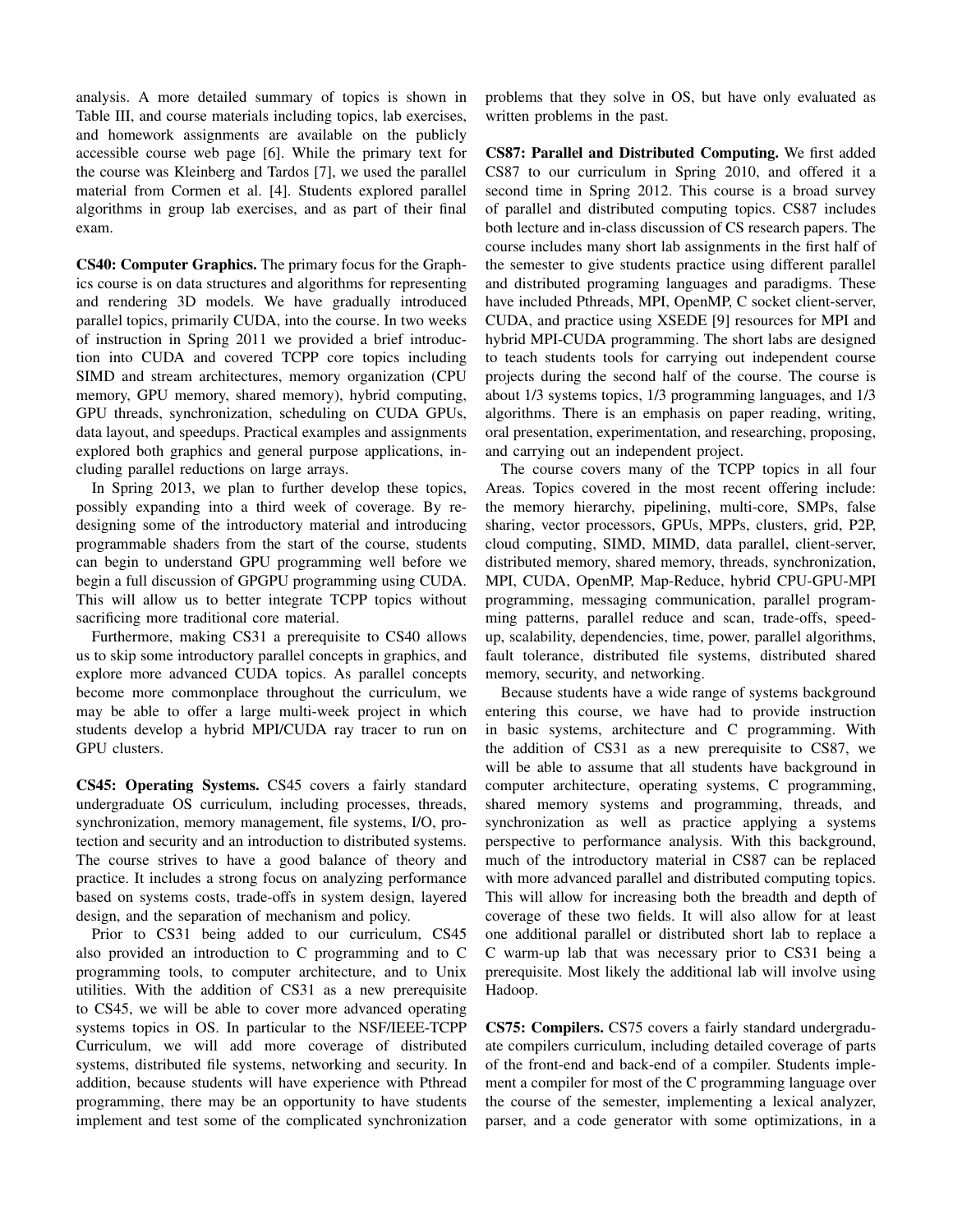analysis. A more detailed summary of topics is shown in Table III, and course materials including topics, lab exercises, and homework assignments are available on the publicly accessible course web page [6]. While the primary text for the course was Kleinberg and Tardos [7], we used the parallel material from Cormen et al. [4]. Students explored parallel algorithms in group lab exercises, and as part of their final exam.

**CS40: Computer Graphics.** The primary focus for the Graphics course is on data structures and algorithms for representing and rendering 3D models. We have gradually introduced parallel topics, primarily CUDA, into the course. In two weeks of instruction in Spring 2011 we provided a brief introduction into CUDA and covered TCPP core topics including SIMD and stream architectures, memory organization (CPU memory, GPU memory, shared memory), hybrid computing, GPU threads, synchronization, scheduling on CUDA GPUs, data layout, and speedups. Practical examples and assignments explored both graphics and general purpose applications, including parallel reductions on large arrays.

In Spring 2013, we plan to further develop these topics, possibly expanding into a third week of coverage. By redesigning some of the introductory material and introducing programmable shaders from the start of the course, students can begin to understand GPU programming well before we begin a full discussion of GPGPU programming using CUDA. This will allow us to better integrate TCPP topics without sacrificing more traditional core material.

Furthermore, making CS31 a prerequisite to CS40 allows us to skip some introductory parallel concepts in graphics, and explore more advanced CUDA topics. As parallel concepts become more commonplace throughout the curriculum, we may be able to offer a large multi-week project in which students develop a hybrid MPI/CUDA ray tracer to run on GPU clusters.

**CS45: Operating Systems.** CS45 covers a fairly standard undergraduate OS curriculum, including processes, threads, synchronization, memory management, file systems, I/O, protection and security and an introduction to distributed systems. The course strives to have a good balance of theory and practice. It includes a strong focus on analyzing performance based on systems costs, trade-offs in system design, layered design, and the separation of mechanism and policy.

Prior to CS31 being added to our curriculum, CS45 also provided an introduction to C programming and to C programming tools, to computer architecture, and to Unix utilities. With the addition of CS31 as a new prerequisite to CS45, we will be able to cover more advanced operating systems topics in OS. In particular to the NSF/IEEE-TCPP Curriculum, we will add more coverage of distributed systems, distributed file systems, networking and security. In addition, because students will have experience with Pthread programming, there may be an opportunity to have students implement and test some of the complicated synchronization problems that they solve in OS, but have only evaluated as written problems in the past.

**CS87: Parallel and Distributed Computing.** We first added CS87 to our curriculum in Spring 2010, and offered it a second time in Spring 2012. This course is a broad survey of parallel and distributed computing topics. CS87 includes both lecture and in-class discussion of CS research papers. The course includes many short lab assignments in the first half of the semester to give students practice using different parallel and distributed programing languages and paradigms. These have included Pthreads, MPI, OpenMP, C socket client-server, CUDA, and practice using XSEDE [9] resources for MPI and hybrid MPI-CUDA programming. The short labs are designed to teach students tools for carrying out independent course projects during the second half of the course. The course is about 1/3 systems topics, 1/3 programming languages, and 1/3 algorithms. There is an emphasis on paper reading, writing, oral presentation, experimentation, and researching, proposing, and carrying out an independent project.

The course covers many of the TCPP topics in all four Areas. Topics covered in the most recent offering include: the memory hierarchy, pipelining, multi-core, SMPs, false sharing, vector processors, GPUs, MPPs, clusters, grid, P2P, cloud computing, SIMD, MIMD, data parallel, client-server, distributed memory, shared memory, threads, synchronization, MPI, CUDA, OpenMP, Map-Reduce, hybrid CPU-GPU-MPI programming, messaging communication, parallel programming patterns, parallel reduce and scan, trade-offs, speedup, scalability, dependencies, time, power, parallel algorithms, fault tolerance, distributed file systems, distributed shared memory, security, and networking.

Because students have a wide range of systems background entering this course, we have had to provide instruction in basic systems, architecture and C programming. With the addition of CS31 as a new prerequisite to CS87, we will be able to assume that all students have background in computer architecture, operating systems, C programming, shared memory systems and programming, threads, and synchronization as well as practice applying a systems perspective to performance analysis. With this background, much of the introductory material in CS87 can be replaced with more advanced parallel and distributed computing topics. This will allow for increasing both the breadth and depth of coverage of these two fields. It will also allow for at least one additional parallel or distributed short lab to replace a C warm-up lab that was necessary prior to CS31 being a prerequisite. Most likely the additional lab will involve using Hadoop.

**CS75: Compilers.** CS75 covers a fairly standard undergraduate compilers curriculum, including detailed coverage of parts of the front-end and back-end of a compiler. Students implement a compiler for most of the C programming language over the course of the semester, implementing a lexical analyzer, parser, and a code generator with some optimizations, in a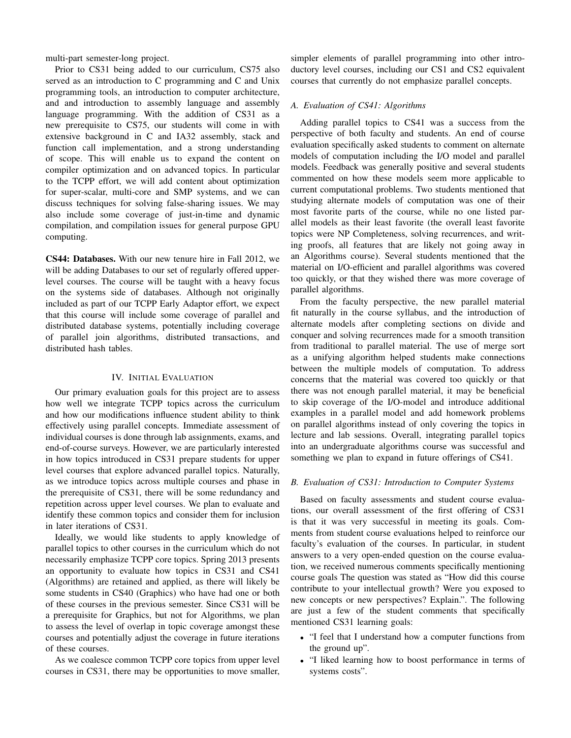multi-part semester-long project.

Prior to CS31 being added to our curriculum, CS75 also served as an introduction to C programming and C and Unix programming tools, an introduction to computer architecture, and and introduction to assembly language and assembly language programming. With the addition of CS31 as a new prerequisite to CS75, our students will come in with extensive background in C and IA32 assembly, stack and function call implementation, and a strong understanding of scope. This will enable us to expand the content on compiler optimization and on advanced topics. In particular to the TCPP effort, we will add content about optimization for super-scalar, multi-core and SMP systems, and we can discuss techniques for solving false-sharing issues. We may also include some coverage of just-in-time and dynamic compilation, and compilation issues for general purpose GPU computing.

**CS44: Databases.** With our new tenure hire in Fall 2012, we will be adding Databases to our set of regularly offered upper-level courses. The course will be taught with a heavy focus on the systems side of databases. Although not originally included as part of our TCPP Early Adaptor effort, we expect that this course will include some coverage of parallel and distributed database systems, potentially including coverage of parallel join algorithms, distributed transactions, and distributed hash tables.

## IV. Initial Evaluation

Our primary evaluation goals for this project are to assess how well we integrate TCPP topics across the curriculum and how our modifications influence student ability to think effectively using parallel concepts. Immediate assessment of individual courses is done through lab assignments, exams, and end-of-course surveys. However, we are particularly interested in how topics introduced in CS31 prepare students for upper level courses that explore advanced parallel topics. Naturally, as we introduce topics across multiple courses and phase in the prerequisite of CS31, there will be some redundancy and repetition across upper level courses. We plan to evaluate and identify these common topics and consider them for inclusion in later iterations of CS31.

Ideally, we would like students to apply knowledge of parallel topics to other courses in the curriculum which do not necessarily emphasize TCPP core topics. Spring 2013 presents an opportunity to evaluate how topics in CS31 and CS41 (Algorithms) are retained and applied, as there will likely be some students in CS40 (Graphics) who have had one or both of these courses in the previous semester. Since CS31 will be a prerequisite for Graphics, but not for Algorithms, we plan to assess the level of overlap in topic coverage amongst these courses and potentially adjust the coverage in future iterations of these courses.

As we coalesce common TCPP core topics from upper level courses in CS31, there may be opportunities to move smaller, simpler elements of parallel programming into other introductory level courses, including our CS1 and CS2 equivalent courses that currently do not emphasize parallel concepts.

### A. Evaluation of CS41: Algorithms

Adding parallel topics to CS41 was a success from the perspective of both faculty and students. An end of course evaluation specifically asked students to comment on alternate models of computation including the I/O model and parallel models. Feedback was generally positive and several students commented on how these models seem more applicable to current computational problems. Two students mentioned that studying alternate models of computation was one of their most favorite parts of the course, while no one listed parallel models as their least favorite (the overall least favorite topics were NP Completeness, solving recurrences, and writing proofs, all features that are likely not going away in an Algorithms course). Several students mentioned that the material on I/O-efficient and parallel algorithms was covered too quickly, or that they wished there was more coverage of parallel algorithms.

From the faculty perspective, the new parallel material fit naturally in the course syllabus, and the introduction of alternate models after completing sections on divide and conquer and solving recurrences made for a smooth transition from traditional to parallel material. The use of merge sort as a unifying algorithm helped students make connections between the multiple models of computation. To address concerns that the material was covered too quickly or that there was not enough parallel material, it may be beneficial to skip coverage of the I/O-model and introduce additional examples in a parallel model and add homework problems on parallel algorithms instead of only covering the topics in lecture and lab sessions. Overall, integrating parallel topics into an undergraduate algorithms course was successful and something we plan to expand in future offerings of CS41.

### B. Evaluation of CS31: Introduction to Computer Systems

Based on faculty assessments and student course evaluations, our overall assessment of the first offering of CS31 is that it was very successful in meeting its goals. Comments from student course evaluations helped to reinforce our faculty's evaluation of the courses. In particular, in student answers to a very open-ended question on the course evaluation, we received numerous comments specifically mentioning course goals The question was stated as "How did this course contribute to your intellectual growth? Were you exposed to new concepts or new perspectives? Explain.". The following are just a few of the student comments that specifically mentioned CS31 learning goals:

- "I feel that I understand how a computer functions from the ground up".
- "I liked learning how to boost performance in terms of systems costs".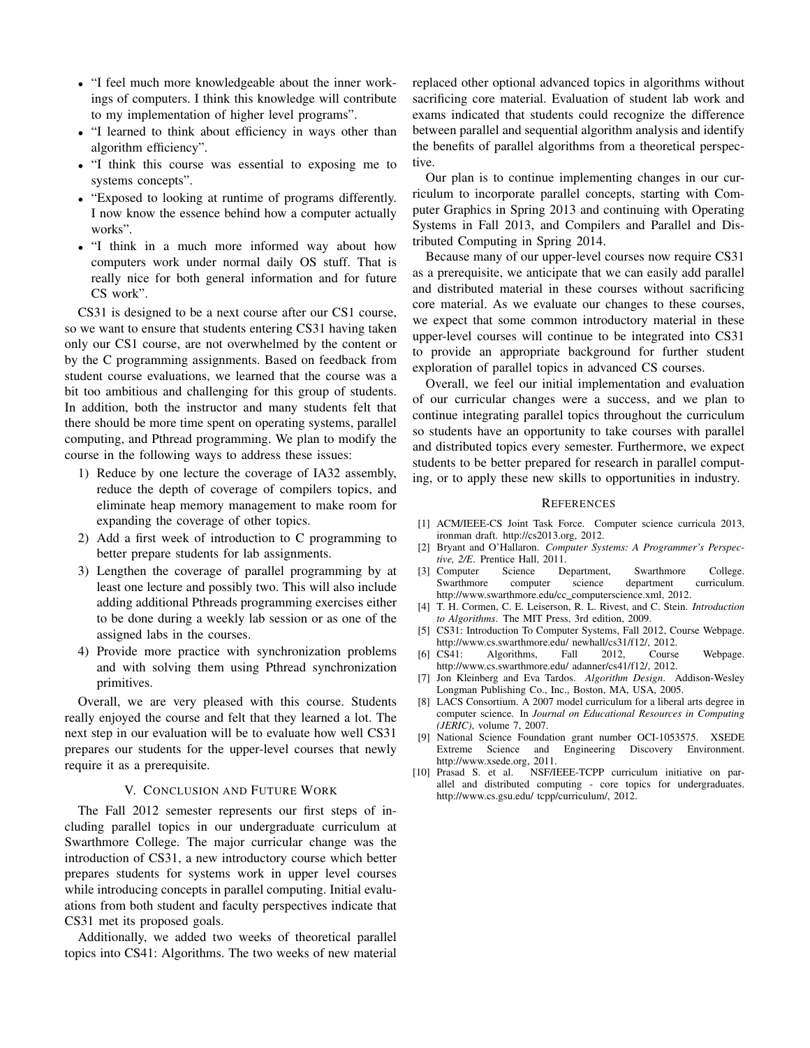- "I feel much more knowledgeable about the inner workings of computers. I think this knowledge will contribute to my implementation of higher level programs".
- "I learned to think about efficiency in ways other than algorithm efficiency".
- "I think this course was essential to exposing me to systems concepts".
- "Exposed to looking at runtime of programs differently. I now know the essence behind how a computer actually works".
- "I think in a much more informed way about how computers work under normal daily OS stuff. That is really nice for both general information and for future CS work".

CS31 is designed to be a next course after our CS1 course, so we want to ensure that students entering CS31 having taken only our CS1 course, are not overwhelmed by the content or by the C programming assignments. Based on feedback from student course evaluations, we learned that the course was a bit too ambitious and challenging for this group of students. In addition, both the instructor and many students felt that there should be more time spent on operating systems, parallel computing, and Pthread programming. We plan to modify the course in the following ways to address these issues:

1) Reduce by one lecture the coverage of IA32 assembly, reduce the depth of coverage of compilers topics, and eliminate heap memory management to make room for expanding the coverage of other topics.
2) Add a first week of introduction to C programming to better prepare students for lab assignments.
3) Lengthen the coverage of parallel programming by at least one lecture and possibly two. This will also include adding additional Pthreads programming exercises either to be done during a weekly lab session or as one of the assigned labs in the courses.
4) Provide more practice with synchronization problems and with solving them using Pthread synchronization primitives.

Overall, we are very pleased with this course. Students really enjoyed the course and felt that they learned a lot. The next step in our evaluation will be to evaluate how well CS31 prepares our students for the upper-level courses that newly require it as a prerequisite.

## V. Conclusion and Future Work

The Fall 2012 semester represents our first steps of including parallel topics in our undergraduate curriculum at Swarthmore College. The major curricular change was the introduction of CS31, a new introductory course which better prepares students for systems work in upper level courses while introducing concepts in parallel computing. Initial evaluations from both student and faculty perspectives indicate that CS31 met its proposed goals.

Additionally, we added two weeks of theoretical parallel topics into CS41: Algorithms. The two weeks of new material replaced other optional advanced topics in algorithms without sacrificing core material. Evaluation of student lab work and exams indicated that students could recognize the difference between parallel and sequential algorithm analysis and identify the benefits of parallel algorithms from a theoretical perspective.

Our plan is to continue implementing changes in our curriculum to incorporate parallel concepts, starting with Computer Graphics in Spring 2013 and continuing with Operating Systems in Fall 2013, and Compilers and Parallel and Distributed Computing in Spring 2014.

Because many of our upper-level courses now require CS31 as a prerequisite, we anticipate that we can easily add parallel and distributed material in these courses without sacrificing core material. As we evaluate our changes to these courses, we expect that some common introductory material in these upper-level courses will continue to be integrated into CS31 to provide an appropriate background for further student exploration of parallel topics in advanced CS courses.

Overall, we feel our initial implementation and evaluation of our curricular changes were a success, and we plan to continue integrating parallel topics throughout the curriculum so students have an opportunity to take courses with parallel and distributed topics every semester. Furthermore, we expect students to be better prepared for research in parallel computing, or to apply these new skills to opportunities in industry.

## References

[1] ACM/IEEE-CS Joint Task Force. Computer science curricula 2013, ironman draft. http://cs2013.org, 2012.

[2] Bryant and O'Hallaron. *Computer Systems: A Programmer's Perspective, 2/E*. Prentice Hall, 2011.

[3] Computer Science Department, Swarthmore College. Swarthmore computer science department curriculum. http://www.swarthmore.edu/cc_computerscience.xml, 2012.

[4] T. H. Cormen, C. E. Leiserson, R. L. Rivest, and C. Stein. *Introduction to Algorithms*. The MIT Press, 3rd edition, 2009.

[5] CS31: Introduction To Computer Systems, Fall 2012, Course Webpage. http://www.cs.swarthmore.edu/ newhall/cs31/f12/, 2012.

[6] CS41: Algorithms, Fall 2012, Course Webpage. http://www.cs.swarthmore.edu/ adanner/cs41/f12/, 2012.

[7] Jon Kleinberg and Eva Tardos. *Algorithm Design*. Addison-Wesley Longman Publishing Co., Inc., Boston, MA, USA, 2005.

[8] LACS Consortium. A 2007 model curriculum for a liberal arts degree in computer science. In *Journal on Educational Resources in Computing (JERIC)*, volume 7, 2007.

[9] National Science Foundation grant number OCI-1053575. XSEDE Extreme Science and Engineering Discovery Environment. http://www.xsede.org, 2011.

[10] Prasad S. et al. NSF/IEEE-TCPP curriculum initiative on parallel and distributed computing - core topics for undergraduates. http://www.cs.gsu.edu/ tcpp/curriculum/, 2012.